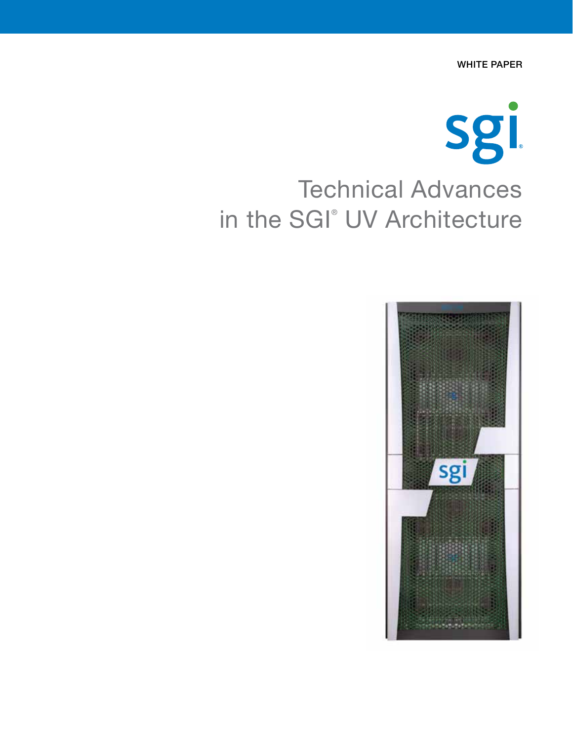WHITE PAPER

# Technical Advances in the SGI® UV Architecture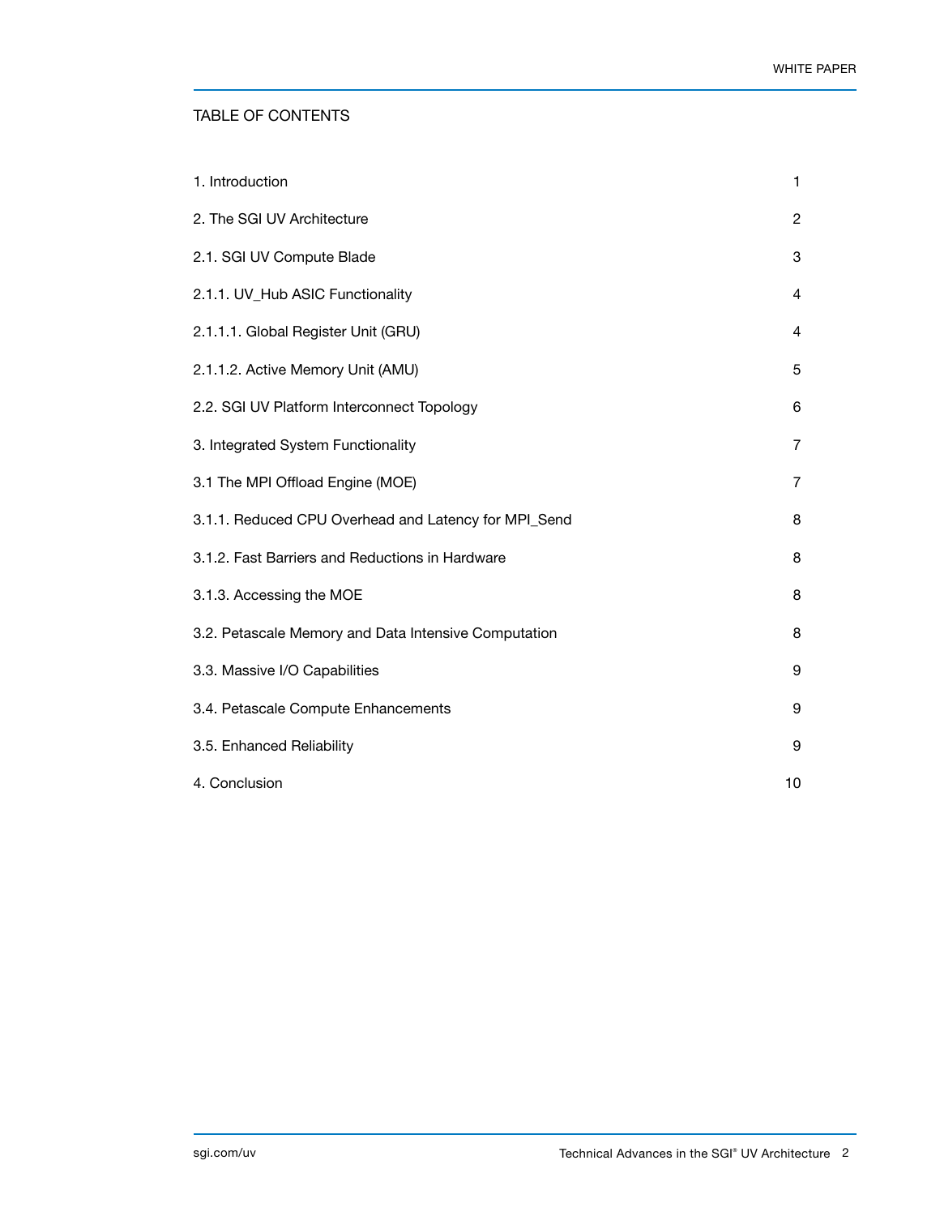## TABLE OF CONTENTS

| | |
|---|---|
| 1. Introduction | 1 |
| 2. The SGI UV Architecture | 2 |
| 2.1. SGI UV Compute Blade | 3 |
| 2.1.1. UV_Hub ASIC Functionality | 4 |
| 2.1.1.1. Global Register Unit (GRU) | 4 |
| 2.1.1.2. Active Memory Unit (AMU) | 5 |
| 2.2. SGI UV Platform Interconnect Topology | 6 |
| 3. Integrated System Functionality | 7 |
| 3.1 The MPI Offload Engine (MOE) | 7 |
| 3.1.1. Reduced CPU Overhead and Latency for MPI_Send | 8 |
| 3.1.2. Fast Barriers and Reductions in Hardware | 8 |
| 3.1.3. Accessing the MOE | 8 |
| 3.2. Petascale Memory and Data Intensive Computation | 8 |
| 3.3. Massive I/O Capabilities | 9 |
| 3.4. Petascale Compute Enhancements | 9 |
| 3.5. Enhanced Reliability | 9 |
| 4. Conclusion | 10 |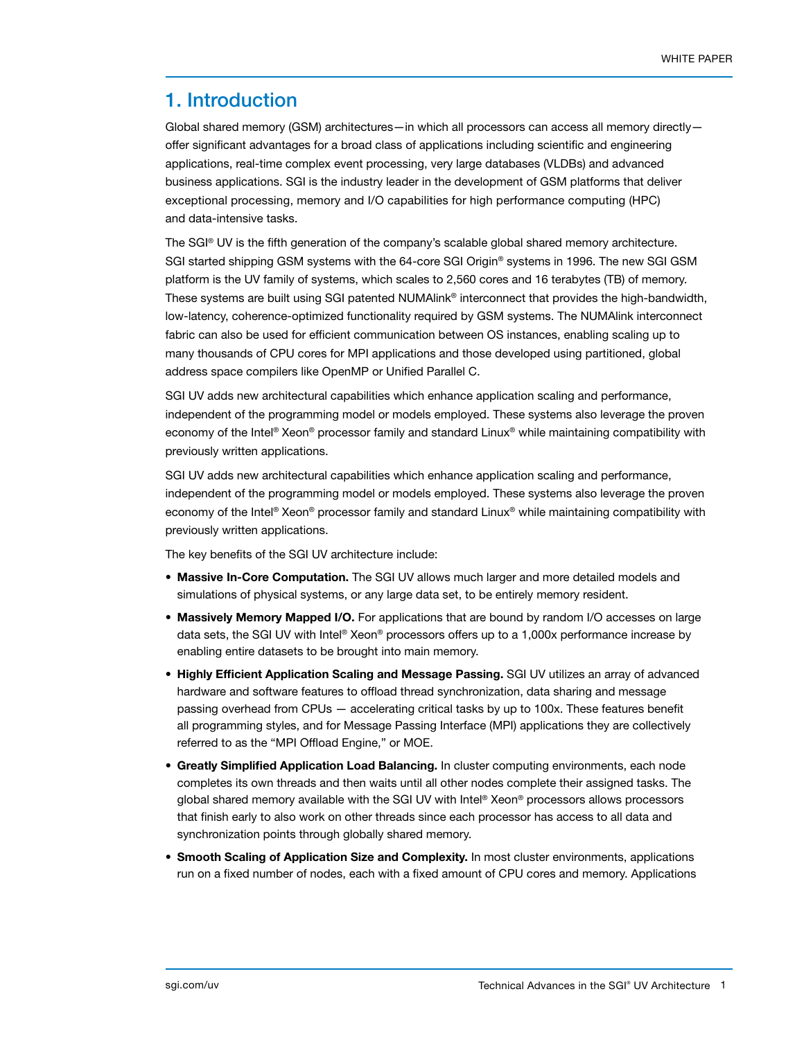# 1. Introduction

Global shared memory (GSM) architectures—in which all processors can access all memory directly—offer significant advantages for a broad class of applications including scientific and engineering applications, real-time complex event processing, very large databases (VLDBs) and advanced business applications. SGI is the industry leader in the development of GSM platforms that deliver exceptional processing, memory and I/O capabilities for high performance computing (HPC) and data-intensive tasks.

The SGI® UV is the fifth generation of the company's scalable global shared memory architecture. SGI started shipping GSM systems with the 64-core SGI Origin® systems in 1996. The new SGI GSM platform is the UV family of systems, which scales to 2,560 cores and 16 terabytes (TB) of memory. These systems are built using SGI patented NUMAlink® interconnect that provides the high-bandwidth, low-latency, coherence-optimized functionality required by GSM systems. The NUMAlink interconnect fabric can also be used for efficient communication between OS instances, enabling scaling up to many thousands of CPU cores for MPI applications and those developed using partitioned, global address space compilers like OpenMP or Unified Parallel C.

SGI UV adds new architectural capabilities which enhance application scaling and performance, independent of the programming model or models employed. These systems also leverage the proven economy of the Intel® Xeon® processor family and standard Linux® while maintaining compatibility with previously written applications.

SGI UV adds new architectural capabilities which enhance application scaling and performance, independent of the programming model or models employed. These systems also leverage the proven economy of the Intel® Xeon® processor family and standard Linux® while maintaining compatibility with previously written applications.

The key benefits of the SGI UV architecture include:

- **Massive In-Core Computation.** The SGI UV allows much larger and more detailed models and simulations of physical systems, or any large data set, to be entirely memory resident.
- **Massively Memory Mapped I/O.** For applications that are bound by random I/O accesses on large data sets, the SGI UV with Intel® Xeon® processors offers up to a 1,000x performance increase by enabling entire datasets to be brought into main memory.
- **Highly Efficient Application Scaling and Message Passing.** SGI UV utilizes an array of advanced hardware and software features to offload thread synchronization, data sharing and message passing overhead from CPUs — accelerating critical tasks by up to 100x. These features benefit all programming styles, and for Message Passing Interface (MPI) applications they are collectively referred to as the "MPI Offload Engine," or MOE.
- **Greatly Simplified Application Load Balancing.** In cluster computing environments, each node completes its own threads and then waits until all other nodes complete their assigned tasks. The global shared memory available with the SGI UV with Intel® Xeon® processors allows processors that finish early to also work on other threads since each processor has access to all data and synchronization points through globally shared memory.
- **Smooth Scaling of Application Size and Complexity.** In most cluster environments, applications run on a fixed number of nodes, each with a fixed amount of CPU cores and memory. Applications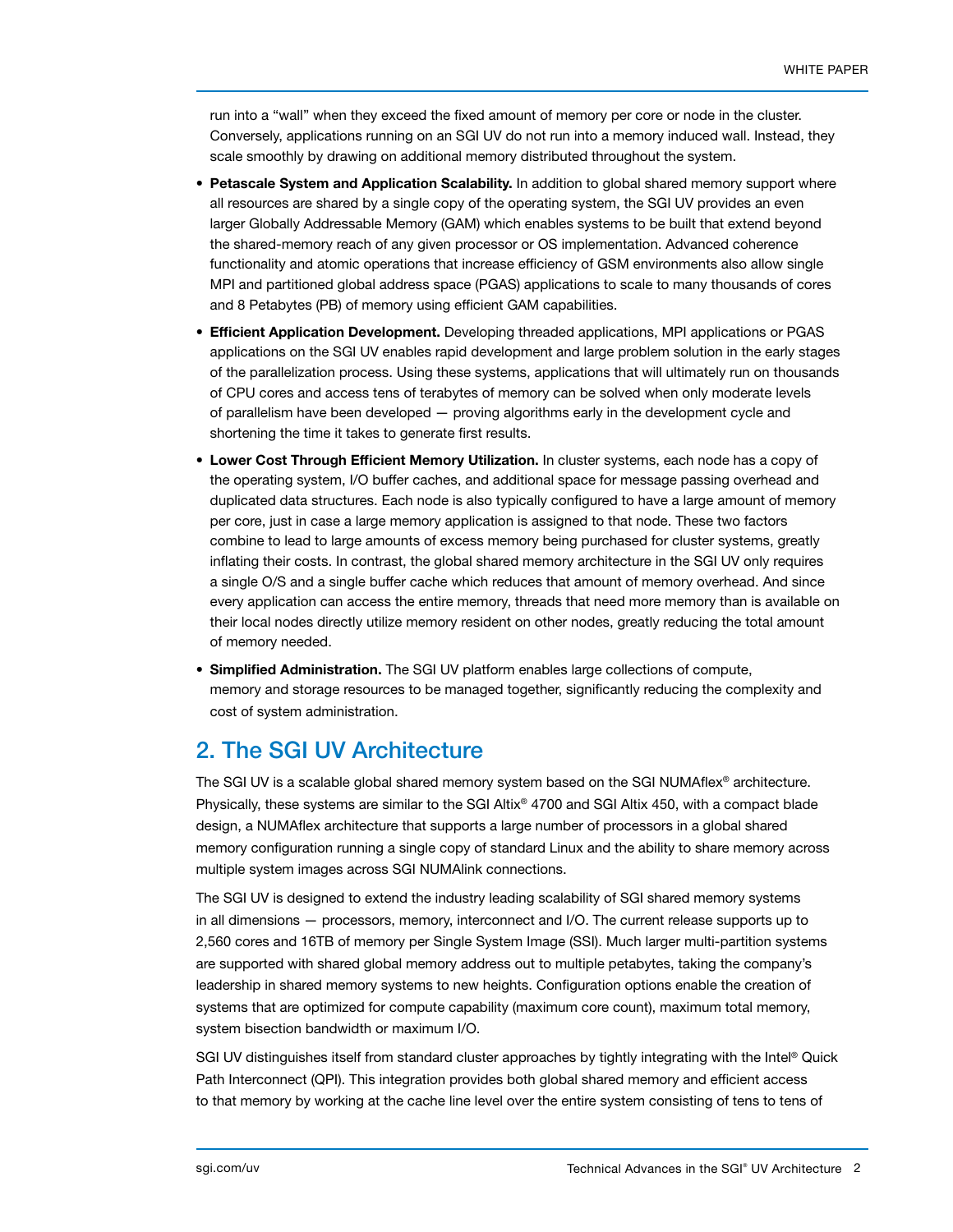run into a "wall" when they exceed the fixed amount of memory per core or node in the cluster. Conversely, applications running on an SGI UV do not run into a memory induced wall. Instead, they scale smoothly by drawing on additional memory distributed throughout the system.

- **Petascale System and Application Scalability.** In addition to global shared memory support where all resources are shared by a single copy of the operating system, the SGI UV provides an even larger Globally Addressable Memory (GAM) which enables systems to be built that extend beyond the shared-memory reach of any given processor or OS implementation. Advanced coherence functionality and atomic operations that increase efficiency of GSM environments also allow single MPI and partitioned global address space (PGAS) applications to scale to many thousands of cores and 8 Petabytes (PB) of memory using efficient GAM capabilities.
- **Efficient Application Development.** Developing threaded applications, MPI applications or PGAS applications on the SGI UV enables rapid development and large problem solution in the early stages of the parallelization process. Using these systems, applications that will ultimately run on thousands of CPU cores and access tens of terabytes of memory can be solved when only moderate levels of parallelism have been developed — proving algorithms early in the development cycle and shortening the time it takes to generate first results.
- **Lower Cost Through Efficient Memory Utilization.** In cluster systems, each node has a copy of the operating system, I/O buffer caches, and additional space for message passing overhead and duplicated data structures. Each node is also typically configured to have a large amount of memory per core, just in case a large memory application is assigned to that node. These two factors combine to lead to large amounts of excess memory being purchased for cluster systems, greatly inflating their costs. In contrast, the global shared memory architecture in the SGI UV only requires a single O/S and a single buffer cache which reduces that amount of memory overhead. And since every application can access the entire memory, threads that need more memory than is available on their local nodes directly utilize memory resident on other nodes, greatly reducing the total amount of memory needed.
- **Simplified Administration.** The SGI UV platform enables large collections of compute, memory and storage resources to be managed together, significantly reducing the complexity and cost of system administration.

## 2. The SGI UV Architecture

The SGI UV is a scalable global shared memory system based on the SGI NUMAflex® architecture. Physically, these systems are similar to the SGI Altix® 4700 and SGI Altix 450, with a compact blade design, a NUMAflex architecture that supports a large number of processors in a global shared memory configuration running a single copy of standard Linux and the ability to share memory across multiple system images across SGI NUMAlink connections.

The SGI UV is designed to extend the industry leading scalability of SGI shared memory systems in all dimensions — processors, memory, interconnect and I/O. The current release supports up to 2,560 cores and 16TB of memory per Single System Image (SSI). Much larger multi-partition systems are supported with shared global memory address out to multiple petabytes, taking the company's leadership in shared memory systems to new heights. Configuration options enable the creation of systems that are optimized for compute capability (maximum core count), maximum total memory, system bisection bandwidth or maximum I/O.

SGI UV distinguishes itself from standard cluster approaches by tightly integrating with the Intel® Quick Path Interconnect (QPI). This integration provides both global shared memory and efficient access to that memory by working at the cache line level over the entire system consisting of tens to tens of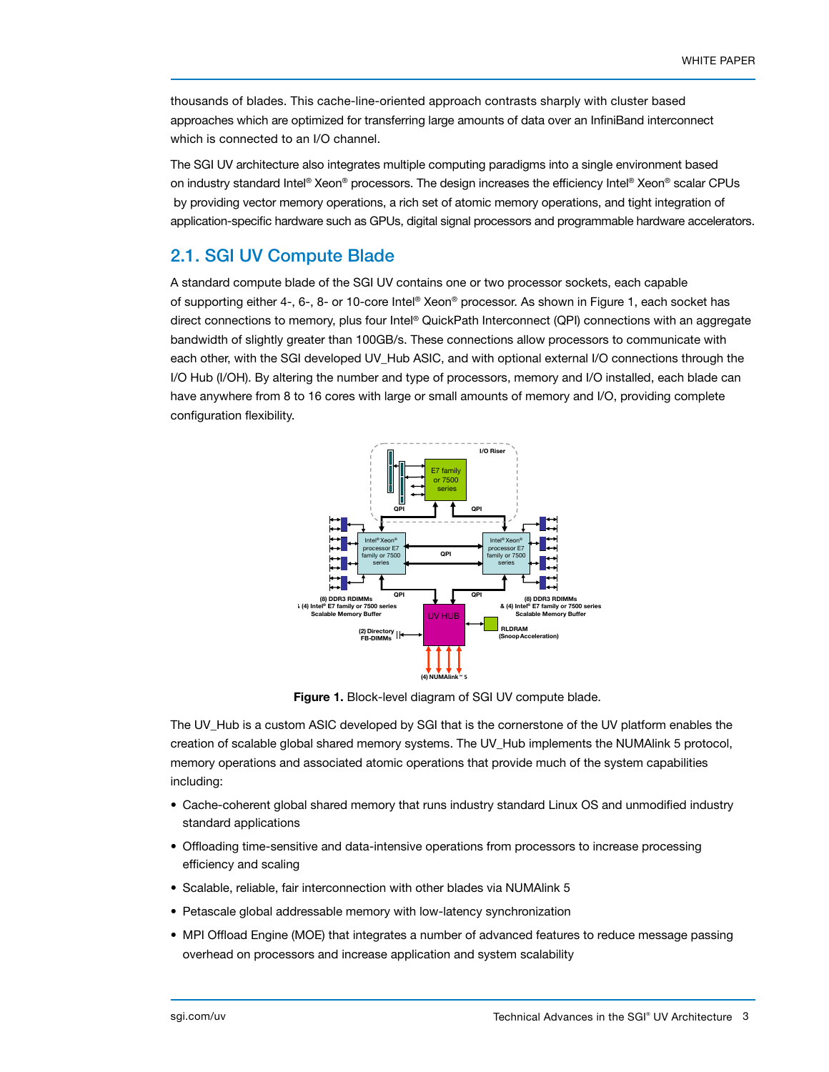thousands of blades. This cache-line-oriented approach contrasts sharply with cluster based approaches which are optimized for transferring large amounts of data over an InfiniBand interconnect which is connected to an I/O channel.

The SGI UV architecture also integrates multiple computing paradigms into a single environment based on industry standard Intel® Xeon® processors. The design increases the efficiency Intel® Xeon® scalar CPUs by providing vector memory operations, a rich set of atomic memory operations, and tight integration of application-specific hardware such as GPUs, digital signal processors and programmable hardware accelerators.

## 2.1. SGI UV Compute Blade

A standard compute blade of the SGI UV contains one or two processor sockets, each capable of supporting either 4-, 6-, 8- or 10-core Intel® Xeon® processor. As shown in Figure 1, each socket has direct connections to memory, plus four Intel® QuickPath Interconnect (QPI) connections with an aggregate bandwidth of slightly greater than 100GB/s. These connections allow processors to communicate with each other, with the SGI developed UV_Hub ASIC, and with optional external I/O connections through the I/O Hub (I/OH). By altering the number and type of processors, memory and I/O installed, each blade can have anywhere from 8 to 16 cores with large or small amounts of memory and I/O, providing complete configuration flexibility.

**Figure 1.** Block-level diagram of SGI UV compute blade.

The UV_Hub is a custom ASIC developed by SGI that is the cornerstone of the UV platform enables the creation of scalable global shared memory systems. The UV_Hub implements the NUMAlink 5 protocol, memory operations and associated atomic operations that provide much of the system capabilities including:

- Cache-coherent global shared memory that runs industry standard Linux OS and unmodified industry standard applications
- Offloading time-sensitive and data-intensive operations from processors to increase processing efficiency and scaling
- Scalable, reliable, fair interconnection with other blades via NUMAlink 5
- Petascale global addressable memory with low-latency synchronization
- MPI Offload Engine (MOE) that integrates a number of advanced features to reduce message passing overhead on processors and increase application and system scalability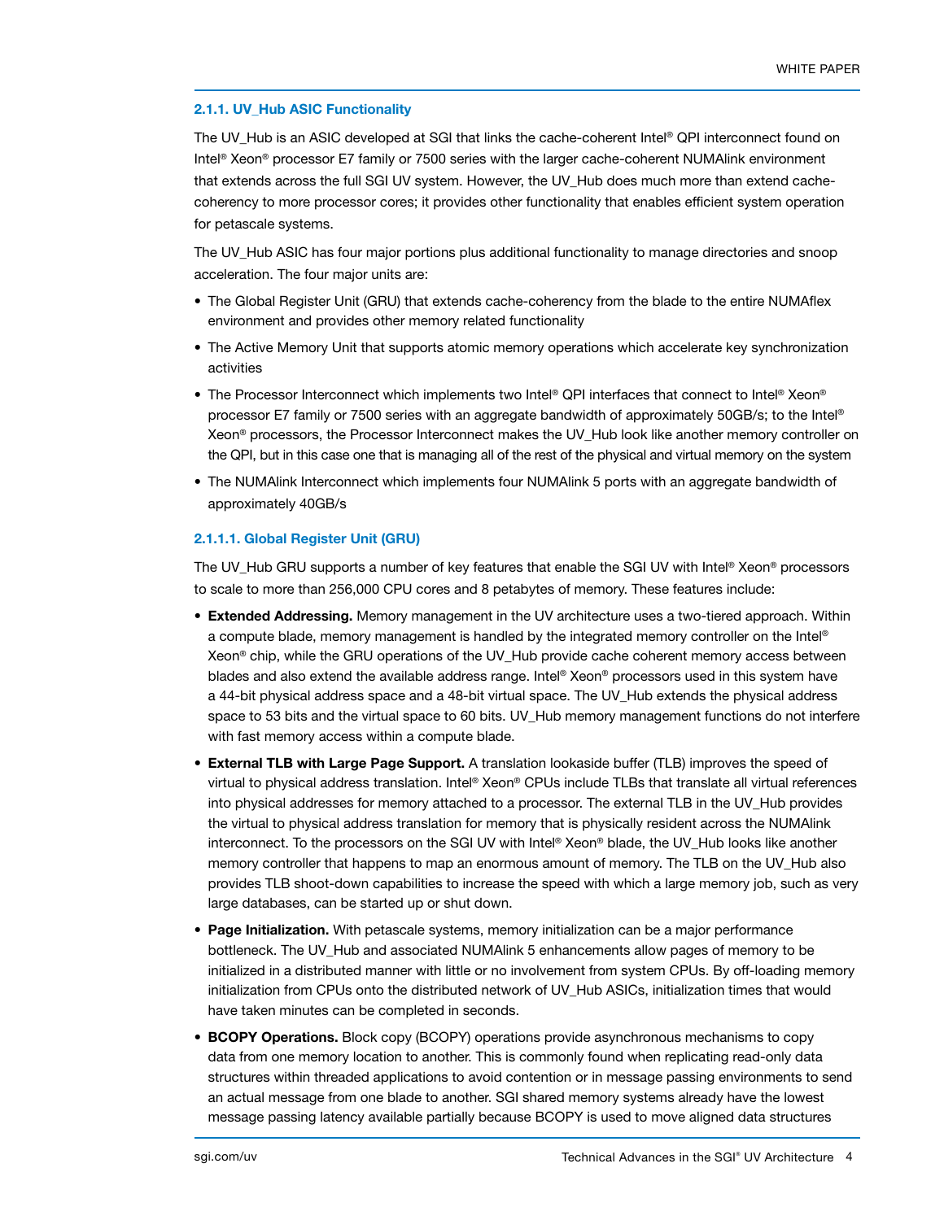### 2.1.1. UV_Hub ASIC Functionality

The UV_Hub is an ASIC developed at SGI that links the cache-coherent Intel® QPI interconnect found on Intel® Xeon® processor E7 family or 7500 series with the larger cache-coherent NUMAlink environment that extends across the full SGI UV system. However, the UV_Hub does much more than extend cache-coherency to more processor cores; it provides other functionality that enables efficient system operation for petascale systems.

The UV_Hub ASIC has four major portions plus additional functionality to manage directories and snoop acceleration. The four major units are:

- The Global Register Unit (GRU) that extends cache-coherency from the blade to the entire NUMAflex environment and provides other memory related functionality
- The Active Memory Unit that supports atomic memory operations which accelerate key synchronization activities
- The Processor Interconnect which implements two Intel® QPI interfaces that connect to Intel® Xeon® processor E7 family or 7500 series with an aggregate bandwidth of approximately 50GB/s; to the Intel® Xeon® processors, the Processor Interconnect makes the UV_Hub look like another memory controller on the QPI, but in this case one that is managing all of the rest of the physical and virtual memory on the system
- The NUMAlink Interconnect which implements four NUMAlink 5 ports with an aggregate bandwidth of approximately 40GB/s

#### 2.1.1.1. Global Register Unit (GRU)

The UV_Hub GRU supports a number of key features that enable the SGI UV with Intel® Xeon® processors to scale to more than 256,000 CPU cores and 8 petabytes of memory. These features include:

- **Extended Addressing.** Memory management in the UV architecture uses a two-tiered approach. Within a compute blade, memory management is handled by the integrated memory controller on the Intel® Xeon® chip, while the GRU operations of the UV_Hub provide cache coherent memory access between blades and also extend the available address range. Intel® Xeon® processors used in this system have a 44-bit physical address space and a 48-bit virtual space. The UV_Hub extends the physical address space to 53 bits and the virtual space to 60 bits. UV_Hub memory management functions do not interfere with fast memory access within a compute blade.
- **External TLB with Large Page Support.** A translation lookaside buffer (TLB) improves the speed of virtual to physical address translation. Intel® Xeon® CPUs include TLBs that translate all virtual references into physical addresses for memory attached to a processor. The external TLB in the UV_Hub provides the virtual to physical address translation for memory that is physically resident across the NUMAlink interconnect. To the processors on the SGI UV with Intel® Xeon® blade, the UV_Hub looks like another memory controller that happens to map an enormous amount of memory. The TLB on the UV_Hub also provides TLB shoot-down capabilities to increase the speed with which a large memory job, such as very large databases, can be started up or shut down.
- **Page Initialization.** With petascale systems, memory initialization can be a major performance bottleneck. The UV_Hub and associated NUMAlink 5 enhancements allow pages of memory to be initialized in a distributed manner with little or no involvement from system CPUs. By off-loading memory initialization from CPUs onto the distributed network of UV_Hub ASICs, initialization times that would have taken minutes can be completed in seconds.
- **BCOPY Operations.** Block copy (BCOPY) operations provide asynchronous mechanisms to copy data from one memory location to another. This is commonly found when replicating read-only data structures within threaded applications to avoid contention or in message passing environments to send an actual message from one blade to another. SGI shared memory systems already have the lowest message passing latency available partially because BCOPY is used to move aligned data structures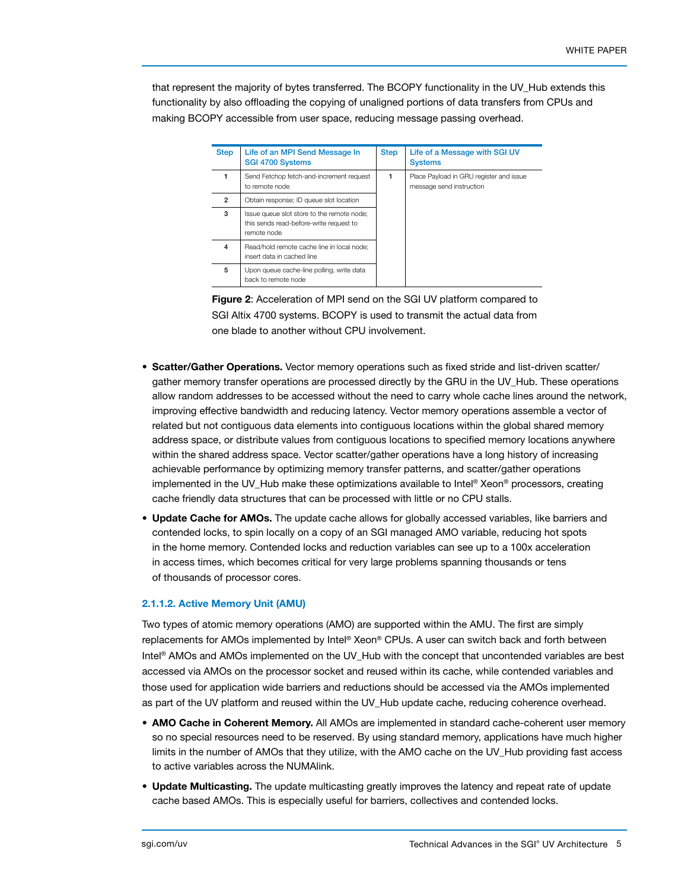that represent the majority of bytes transferred. The BCOPY functionality in the UV_Hub extends this functionality by also offloading the copying of unaligned portions of data transfers from CPUs and making BCOPY accessible from user space, reducing message passing overhead.

| Step | Life of an MPI Send Message In SGI 4700 Systems | Step | Life of a Message with SGI UV Systems |
|---|---|---|---|
| 1 | Send Fetchop fetch-and-increment request to remote node | 1 | Place Payload in GRU register and issue message send instruction |
| 2 | Obtain response; ID queue slot location | | |
| 3 | Issue queue slot store to the remote node; this sends read-before-write request to remote node | | |
| 4 | Read/hold remote cache line in local node; insert data in cached line | | |
| 5 | Upon queue cache-line polling, write data back to remote node | | |

**Figure 2**: Acceleration of MPI send on the SGI UV platform compared to SGI Altix 4700 systems. BCOPY is used to transmit the actual data from one blade to another without CPU involvement.

- **Scatter/Gather Operations.** Vector memory operations such as fixed stride and list-driven scatter/gather memory transfer operations are processed directly by the GRU in the UV_Hub. These operations allow random addresses to be accessed without the need to carry whole cache lines around the network, improving effective bandwidth and reducing latency. Vector memory operations assemble a vector of related but not contiguous data elements into contiguous locations within the global shared memory address space, or distribute values from contiguous locations to specified memory locations anywhere within the shared address space. Vector scatter/gather operations have a long history of increasing achievable performance by optimizing memory transfer patterns, and scatter/gather operations implemented in the UV_Hub make these optimizations available to Intel® Xeon® processors, creating cache friendly data structures that can be processed with little or no CPU stalls.
- **Update Cache for AMOs.** The update cache allows for globally accessed variables, like barriers and contended locks, to spin locally on a copy of an SGI managed AMO variable, reducing hot spots in the home memory. Contended locks and reduction variables can see up to a 100x acceleration in access times, which becomes critical for very large problems spanning thousands or tens of thousands of processor cores.

#### 2.1.1.2. Active Memory Unit (AMU)

Two types of atomic memory operations (AMO) are supported within the AMU. The first are simply replacements for AMOs implemented by Intel® Xeon® CPUs. A user can switch back and forth between Intel® AMOs and AMOs implemented on the UV_Hub with the concept that uncontended variables are best accessed via AMOs on the processor socket and reused within its cache, while contended variables and those used for application wide barriers and reductions should be accessed via the AMOs implemented as part of the UV platform and reused within the UV_Hub update cache, reducing coherence overhead.

- **AMO Cache in Coherent Memory.** All AMOs are implemented in standard cache-coherent user memory so no special resources need to be reserved. By using standard memory, applications have much higher limits in the number of AMOs that they utilize, with the AMO cache on the UV_Hub providing fast access to active variables across the NUMAlink.
- **Update Multicasting.** The update multicasting greatly improves the latency and repeat rate of update cache based AMOs. This is especially useful for barriers, collectives and contended locks.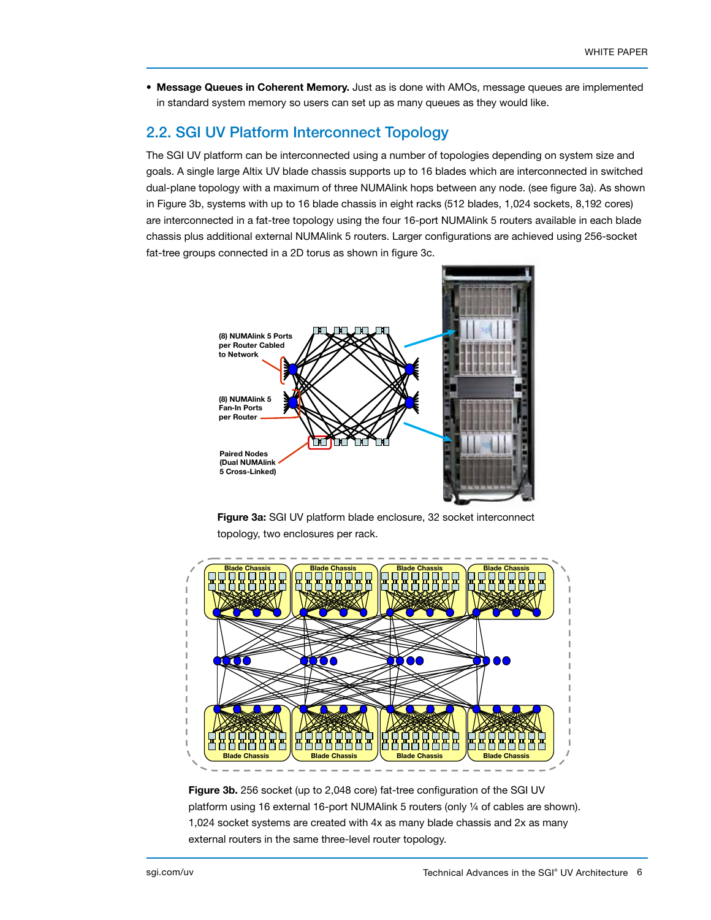- **Message Queues in Coherent Memory.** Just as is done with AMOs, message queues are implemented in standard system memory so users can set up as many queues as they would like.

## 2.2. SGI UV Platform Interconnect Topology

The SGI UV platform can be interconnected using a number of topologies depending on system size and goals. A single large Altix UV blade chassis supports up to 16 blades which are interconnected in switched dual-plane topology with a maximum of three NUMAlink hops between any node. (see figure 3a). As shown in Figure 3b, systems with up to 16 blade chassis in eight racks (512 blades, 1,024 sockets, 8,192 cores) are interconnected in a fat-tree topology using the four 16-port NUMAlink 5 routers available in each blade chassis plus additional external NUMAlink 5 routers. Larger configurations are achieved using 256-socket fat-tree groups connected in a 2D torus as shown in figure 3c.

**Figure 3a:** SGI UV platform blade enclosure, 32 socket interconnect topology, two enclosures per rack.

**Figure 3b.** 256 socket (up to 2,048 core) fat-tree configuration of the SGI UV platform using 16 external 16-port NUMAlink 5 routers (only ¼ of cables are shown). 1,024 socket systems are created with 4x as many blade chassis and 2x as many external routers in the same three-level router topology.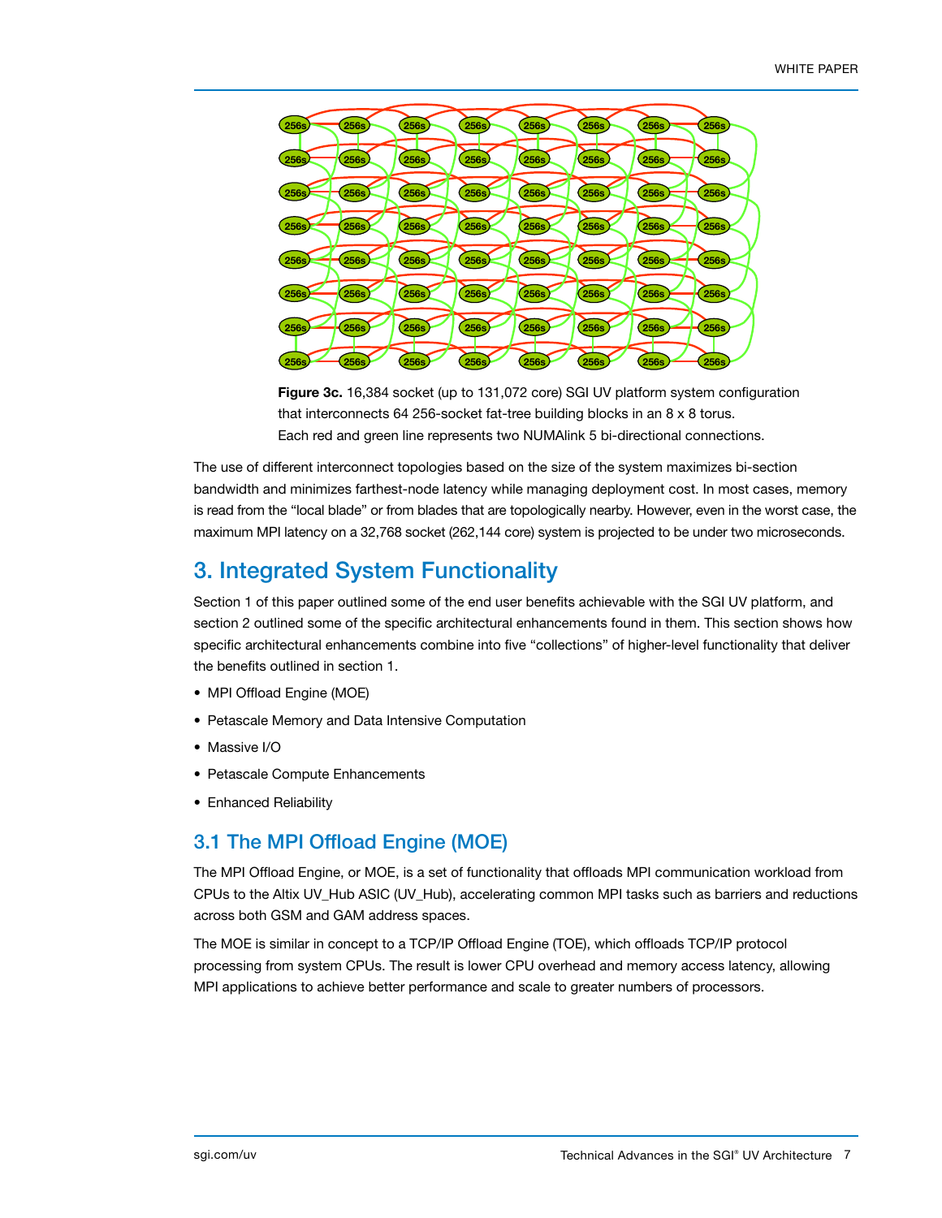**Figure 3c.** 16,384 socket (up to 131,072 core) SGI UV platform system configuration that interconnects 64 256-socket fat-tree building blocks in an 8 x 8 torus. Each red and green line represents two NUMAlink 5 bi-directional connections.

The use of different interconnect topologies based on the size of the system maximizes bi-section bandwidth and minimizes farthest-node latency while managing deployment cost. In most cases, memory is read from the "local blade" or from blades that are topologically nearby. However, even in the worst case, the maximum MPI latency on a 32,768 socket (262,144 core) system is projected to be under two microseconds.

## 3. Integrated System Functionality

Section 1 of this paper outlined some of the end user benefits achievable with the SGI UV platform, and section 2 outlined some of the specific architectural enhancements found in them. This section shows how specific architectural enhancements combine into five "collections" of higher-level functionality that deliver the benefits outlined in section 1.

- MPI Offload Engine (MOE)
- Petascale Memory and Data Intensive Computation
- Massive I/O
- Petascale Compute Enhancements
- Enhanced Reliability

### 3.1 The MPI Offload Engine (MOE)

The MPI Offload Engine, or MOE, is a set of functionality that offloads MPI communication workload from CPUs to the Altix UV_Hub ASIC (UV_Hub), accelerating common MPI tasks such as barriers and reductions across both GSM and GAM address spaces.

The MOE is similar in concept to a TCP/IP Offload Engine (TOE), which offloads TCP/IP protocol processing from system CPUs. The result is lower CPU overhead and memory access latency, allowing MPI applications to achieve better performance and scale to greater numbers of processors.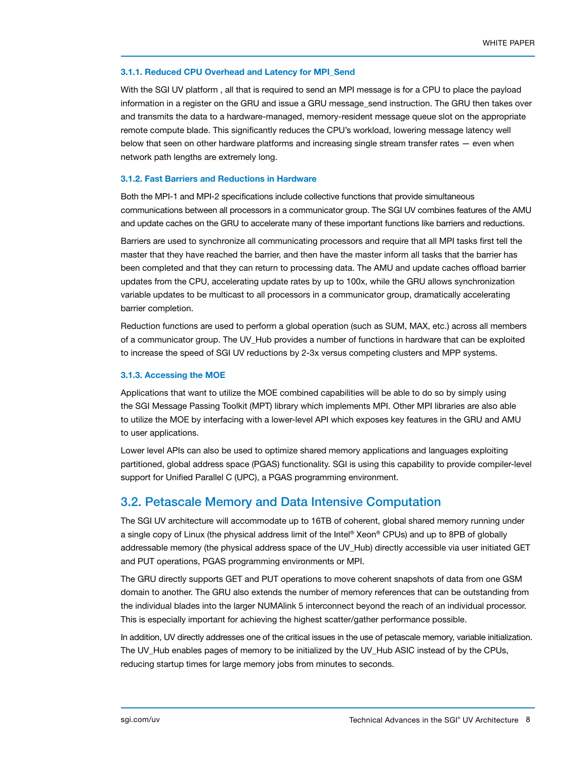#### 3.1.1. Reduced CPU Overhead and Latency for MPI_Send

With the SGI UV platform , all that is required to send an MPI message is for a CPU to place the payload information in a register on the GRU and issue a GRU message_send instruction. The GRU then takes over and transmits the data to a hardware-managed, memory-resident message queue slot on the appropriate remote compute blade. This significantly reduces the CPU's workload, lowering message latency well below that seen on other hardware platforms and increasing single stream transfer rates — even when network path lengths are extremely long.

#### 3.1.2. Fast Barriers and Reductions in Hardware

Both the MPI-1 and MPI-2 specifications include collective functions that provide simultaneous communications between all processors in a communicator group. The SGI UV combines features of the AMU and update caches on the GRU to accelerate many of these important functions like barriers and reductions.

Barriers are used to synchronize all communicating processors and require that all MPI tasks first tell the master that they have reached the barrier, and then have the master inform all tasks that the barrier has been completed and that they can return to processing data. The AMU and update caches offload barrier updates from the CPU, accelerating update rates by up to 100x, while the GRU allows synchronization variable updates to be multicast to all processors in a communicator group, dramatically accelerating barrier completion.

Reduction functions are used to perform a global operation (such as SUM, MAX, etc.) across all members of a communicator group. The UV_Hub provides a number of functions in hardware that can be exploited to increase the speed of SGI UV reductions by 2-3x versus competing clusters and MPP systems.

#### 3.1.3. Accessing the MOE

Applications that want to utilize the MOE combined capabilities will be able to do so by simply using the SGI Message Passing Toolkit (MPT) library which implements MPI. Other MPI libraries are also able to utilize the MOE by interfacing with a lower-level API which exposes key features in the GRU and AMU to user applications.

Lower level APIs can also be used to optimize shared memory applications and languages exploiting partitioned, global address space (PGAS) functionality. SGI is using this capability to provide compiler-level support for Unified Parallel C (UPC), a PGAS programming environment.

## 3.2. Petascale Memory and Data Intensive Computation

The SGI UV architecture will accommodate up to 16TB of coherent, global shared memory running under a single copy of Linux (the physical address limit of the Intel® Xeon® CPUs) and up to 8PB of globally addressable memory (the physical address space of the UV_Hub) directly accessible via user initiated GET and PUT operations, PGAS programming environments or MPI.

The GRU directly supports GET and PUT operations to move coherent snapshots of data from one GSM domain to another. The GRU also extends the number of memory references that can be outstanding from the individual blades into the larger NUMAlink 5 interconnect beyond the reach of an individual processor. This is especially important for achieving the highest scatter/gather performance possible.

In addition, UV directly addresses one of the critical issues in the use of petascale memory, variable initialization. The UV_Hub enables pages of memory to be initialized by the UV_Hub ASIC instead of by the CPUs, reducing startup times for large memory jobs from minutes to seconds.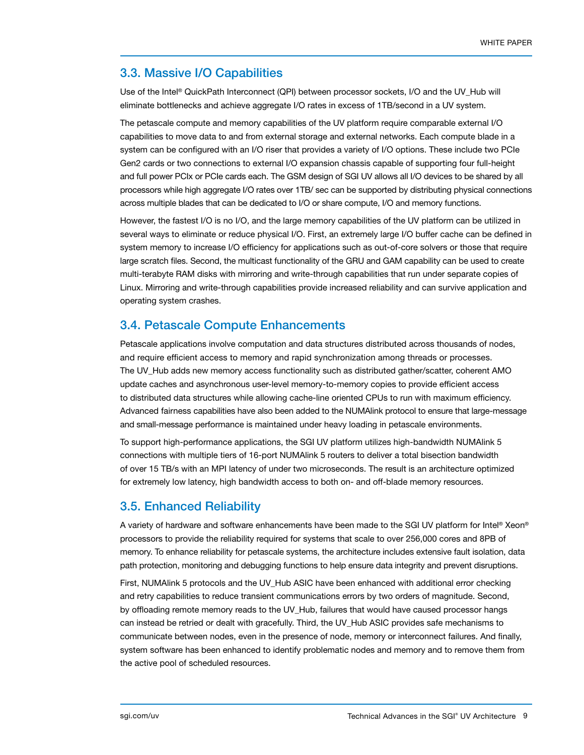## 3.3. Massive I/O Capabilities

Use of the Intel® QuickPath Interconnect (QPI) between processor sockets, I/O and the UV_Hub will eliminate bottlenecks and achieve aggregate I/O rates in excess of 1TB/second in a UV system.

The petascale compute and memory capabilities of the UV platform require comparable external I/O capabilities to move data to and from external storage and external networks. Each compute blade in a system can be configured with an I/O riser that provides a variety of I/O options. These include two PCIe Gen2 cards or two connections to external I/O expansion chassis capable of supporting four full-height and full power PCIx or PCIe cards each. The GSM design of SGI UV allows all I/O devices to be shared by all processors while high aggregate I/O rates over 1TB/ sec can be supported by distributing physical connections across multiple blades that can be dedicated to I/O or share compute, I/O and memory functions.

However, the fastest I/O is no I/O, and the large memory capabilities of the UV platform can be utilized in several ways to eliminate or reduce physical I/O. First, an extremely large I/O buffer cache can be defined in system memory to increase I/O efficiency for applications such as out-of-core solvers or those that require large scratch files. Second, the multicast functionality of the GRU and GAM capability can be used to create multi-terabyte RAM disks with mirroring and write-through capabilities that run under separate copies of Linux. Mirroring and write-through capabilities provide increased reliability and can survive application and operating system crashes.

## 3.4. Petascale Compute Enhancements

Petascale applications involve computation and data structures distributed across thousands of nodes, and require efficient access to memory and rapid synchronization among threads or processes. The UV_Hub adds new memory access functionality such as distributed gather/scatter, coherent AMO update caches and asynchronous user-level memory-to-memory copies to provide efficient access to distributed data structures while allowing cache-line oriented CPUs to run with maximum efficiency. Advanced fairness capabilities have also been added to the NUMAlink protocol to ensure that large-message and small-message performance is maintained under heavy loading in petascale environments.

To support high-performance applications, the SGI UV platform utilizes high-bandwidth NUMAlink 5 connections with multiple tiers of 16-port NUMAlink 5 routers to deliver a total bisection bandwidth of over 15 TB/s with an MPI latency of under two microseconds. The result is an architecture optimized for extremely low latency, high bandwidth access to both on- and off-blade memory resources.

## 3.5. Enhanced Reliability

A variety of hardware and software enhancements have been made to the SGI UV platform for Intel® Xeon® processors to provide the reliability required for systems that scale to over 256,000 cores and 8PB of memory. To enhance reliability for petascale systems, the architecture includes extensive fault isolation, data path protection, monitoring and debugging functions to help ensure data integrity and prevent disruptions.

First, NUMAlink 5 protocols and the UV_Hub ASIC have been enhanced with additional error checking and retry capabilities to reduce transient communications errors by two orders of magnitude. Second, by offloading remote memory reads to the UV_Hub, failures that would have caused processor hangs can instead be retried or dealt with gracefully. Third, the UV_Hub ASIC provides safe mechanisms to communicate between nodes, even in the presence of node, memory or interconnect failures. And finally, system software has been enhanced to identify problematic nodes and memory and to remove them from the active pool of scheduled resources.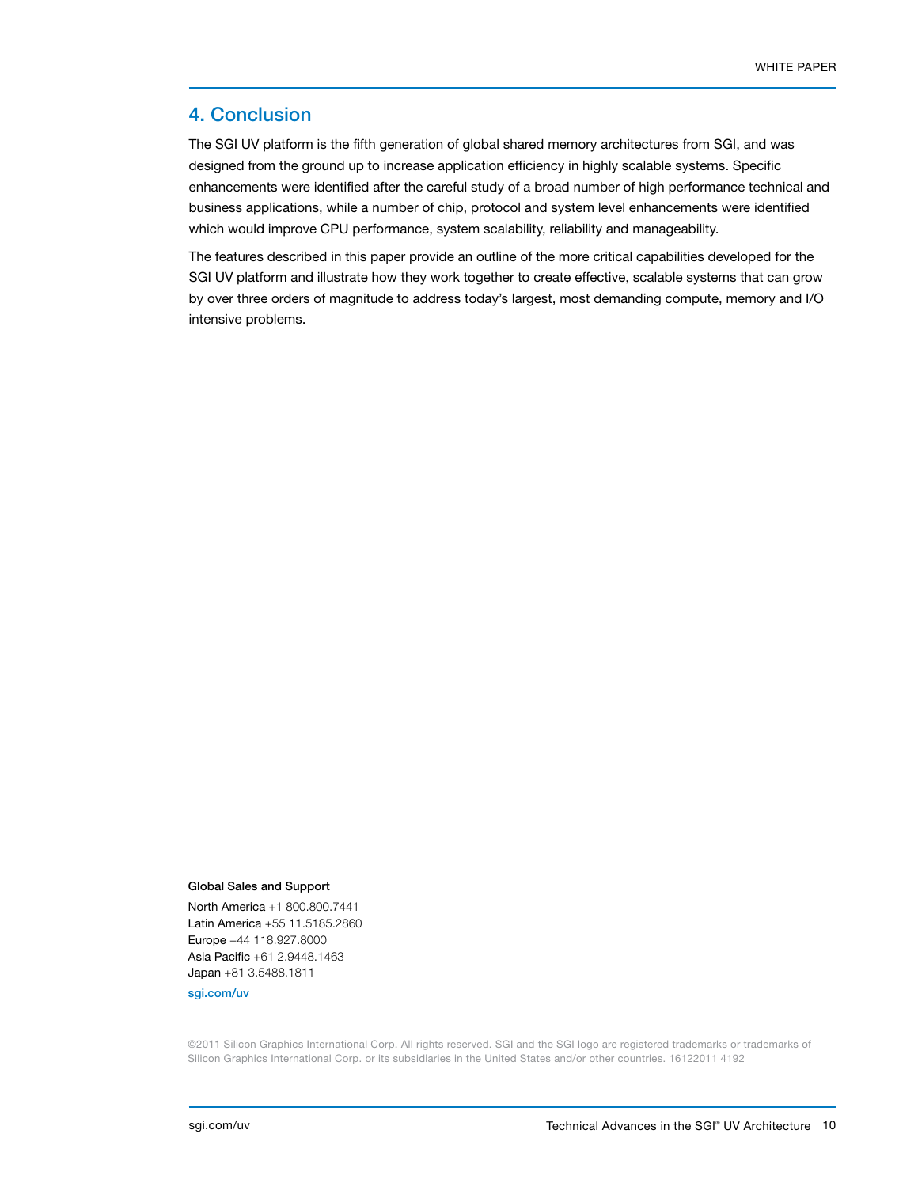## 4. Conclusion

The SGI UV platform is the fifth generation of global shared memory architectures from SGI, and was designed from the ground up to increase application efficiency in highly scalable systems. Specific enhancements were identified after the careful study of a broad number of high performance technical and business applications, while a number of chip, protocol and system level enhancements were identified which would improve CPU performance, system scalability, reliability and manageability.

The features described in this paper provide an outline of the more critical capabilities developed for the SGI UV platform and illustrate how they work together to create effective, scalable systems that can grow by over three orders of magnitude to address today's largest, most demanding compute, memory and I/O intensive problems.

**Global Sales and Support**

North America +1 800.800.7441
Latin America +55 11.5185.2860
Europe +44 118.927.8000
Asia Pacific +61 2.9448.1463
Japan +81 3.5488.1811

sgi.com/uv

©2011 Silicon Graphics International Corp. All rights reserved. SGI and the SGI logo are registered trademarks or trademarks of Silicon Graphics International Corp. or its subsidiaries in the United States and/or other countries. 16122011 4192